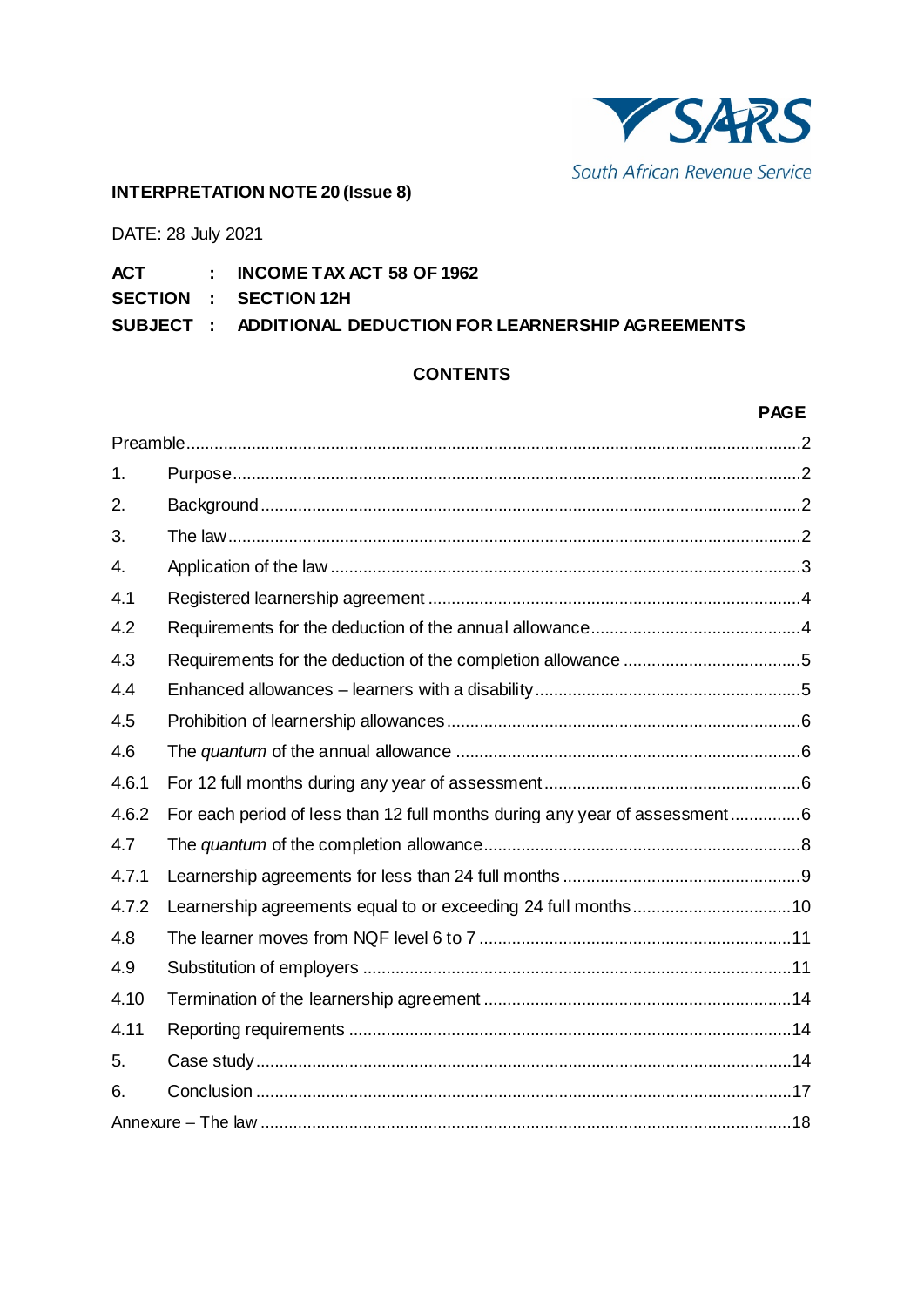SARS
South African Revenue Service

**INTERPRETATION NOTE 20 (Issue 8)**

DATE: 28 July 2021

**ACT : INCOME TAX ACT 58 OF 1962**
**SECTION : SECTION 12H**
**SUBJECT : ADDITIONAL DEDUCTION FOR LEARNERSHIP AGREEMENTS**

## CONTENTS

| | | **PAGE** |
|---|---|---|
| Preamble | | 2 |
| 1. | Purpose | 2 |
| 2. | Background | 2 |
| 3. | The law | 2 |
| 4. | Application of the law | 3 |
| 4.1 | Registered learnership agreement | 4 |
| 4.2 | Requirements for the deduction of the annual allowance | 4 |
| 4.3 | Requirements for the deduction of the completion allowance | 5 |
| 4.4 | Enhanced allowances – learners with a disability | 5 |
| 4.5 | Prohibition of learnership allowances | 6 |
| 4.6 | The *quantum* of the annual allowance | 6 |
| 4.6.1 | For 12 full months during any year of assessment | 6 |
| 4.6.2 | For each period of less than 12 full months during any year of assessment | 6 |
| 4.7 | The *quantum* of the completion allowance | 8 |
| 4.7.1 | Learnership agreements for less than 24 full months | 9 |
| 4.7.2 | Learnership agreements equal to or exceeding 24 full months | 10 |
| 4.8 | The learner moves from NQF level 6 to 7 | 11 |
| 4.9 | Substitution of employers | 11 |
| 4.10 | Termination of the learnership agreement | 14 |
| 4.11 | Reporting requirements | 14 |
| 5. | Case study | 14 |
| 6. | Conclusion | 17 |
| Annexure – The law | | 18 |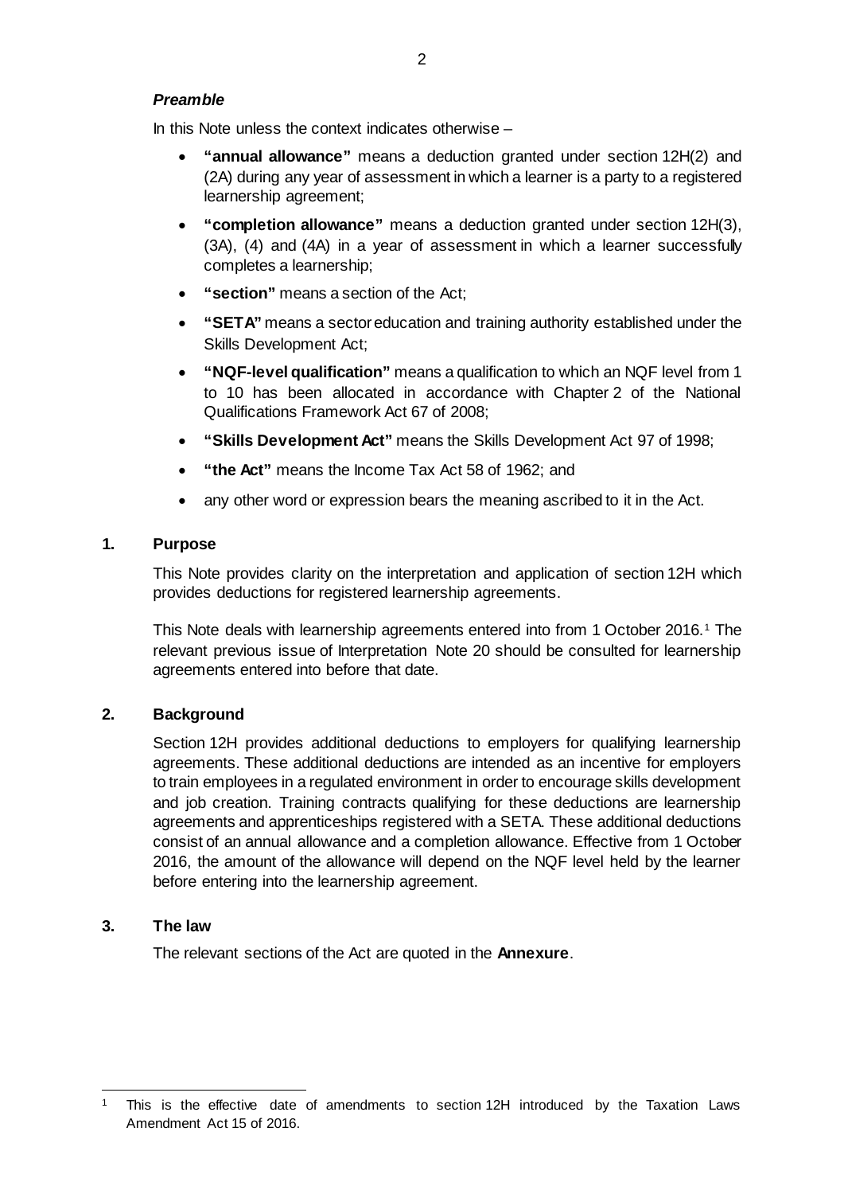### *Preamble*

In this Note unless the context indicates otherwise –

- **"annual allowance"** means a deduction granted under section 12H(2) and (2A) during any year of assessment in which a learner is a party to a registered learnership agreement;
- **"completion allowance"** means a deduction granted under section 12H(3), (3A), (4) and (4A) in a year of assessment in which a learner successfully completes a learnership;
- **"section"** means a section of the Act;
- **"SETA"** means a sector education and training authority established under the Skills Development Act;
- **"NQF-level qualification"** means a qualification to which an NQF level from 1 to 10 has been allocated in accordance with Chapter 2 of the National Qualifications Framework Act 67 of 2008;
- **"Skills Development Act"** means the Skills Development Act 97 of 1998;
- **"the Act"** means the Income Tax Act 58 of 1962; and
- any other word or expression bears the meaning ascribed to it in the Act.

## 1. Purpose

This Note provides clarity on the interpretation and application of section 12H which provides deductions for registered learnership agreements.

This Note deals with learnership agreements entered into from 1 October 2016.[1] The relevant previous issue of Interpretation Note 20 should be consulted for learnership agreements entered into before that date.

## 2. Background

Section 12H provides additional deductions to employers for qualifying learnership agreements. These additional deductions are intended as an incentive for employers to train employees in a regulated environment in order to encourage skills development and job creation. Training contracts qualifying for these deductions are learnership agreements and apprenticeships registered with a SETA. These additional deductions consist of an annual allowance and a completion allowance. Effective from 1 October 2016, the amount of the allowance will depend on the NQF level held by the learner before entering into the learnership agreement.

## 3. The law

The relevant sections of the Act are quoted in the **Annexure**.

---

[1] This is the effective date of amendments to section 12H introduced by the Taxation Laws Amendment Act 15 of 2016.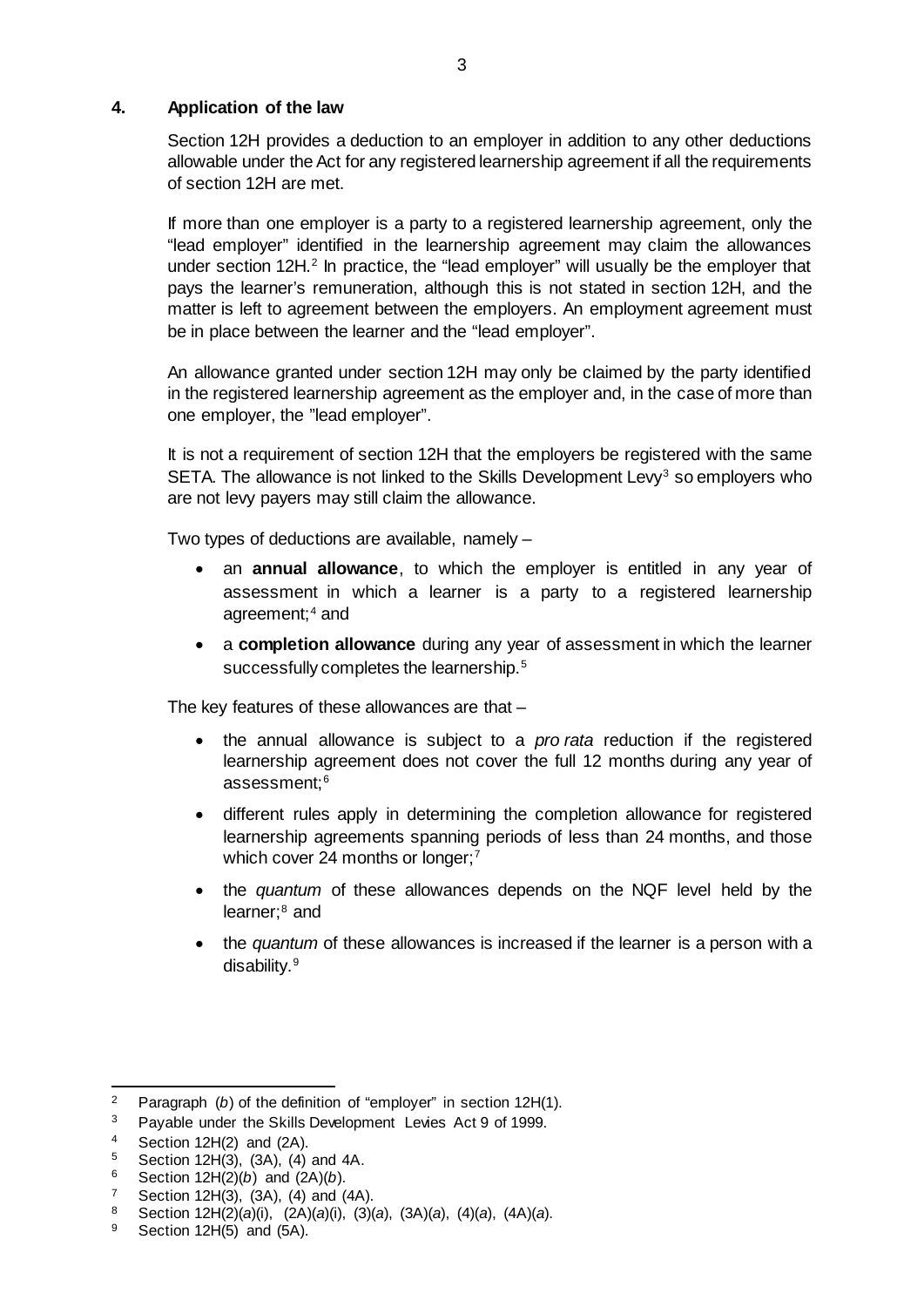## 4. Application of the law

Section 12H provides a deduction to an employer in addition to any other deductions allowable under the Act for any registered learnership agreement if all the requirements of section 12H are met.

If more than one employer is a party to a registered learnership agreement, only the "lead employer" identified in the learnership agreement may claim the allowances under section 12H.[2] In practice, the "lead employer" will usually be the employer that pays the learner's remuneration, although this is not stated in section 12H, and the matter is left to agreement between the employers. An employment agreement must be in place between the learner and the "lead employer".

An allowance granted under section 12H may only be claimed by the party identified in the registered learnership agreement as the employer and, in the case of more than one employer, the "lead employer".

It is not a requirement of section 12H that the employers be registered with the same SETA. The allowance is not linked to the Skills Development Levy[3] so employers who are not levy payers may still claim the allowance.

Two types of deductions are available, namely –

- an **annual allowance**, to which the employer is entitled in any year of assessment in which a learner is a party to a registered learnership agreement;[4] and
- a **completion allowance** during any year of assessment in which the learner successfully completes the learnership.[5]

The key features of these allowances are that –

- the annual allowance is subject to a *pro rata* reduction if the registered learnership agreement does not cover the full 12 months during any year of assessment;[6]
- different rules apply in determining the completion allowance for registered learnership agreements spanning periods of less than 24 months, and those which cover 24 months or longer;[7]
- the *quantum* of these allowances depends on the NQF level held by the learner;[8] and
- the *quantum* of these allowances is increased if the learner is a person with a disability.[9]

---

[2] Paragraph (*b*) of the definition of "employer" in section 12H(1).

[3] Payable under the Skills Development Levies Act 9 of 1999.

[4] Section 12H(2) and (2A).

[5] Section 12H(3), (3A), (4) and 4A.

[6] Section 12H(2)(*b*) and (2A)(*b*).

[7] Section 12H(3), (3A), (4) and (4A).

[8] Section 12H(2)(*a*)(i), (2A)(*a*)(i), (3)(*a*), (3A)(*a*), (4)(*a*), (4A)(*a*).

[9] Section 12H(5) and (5A).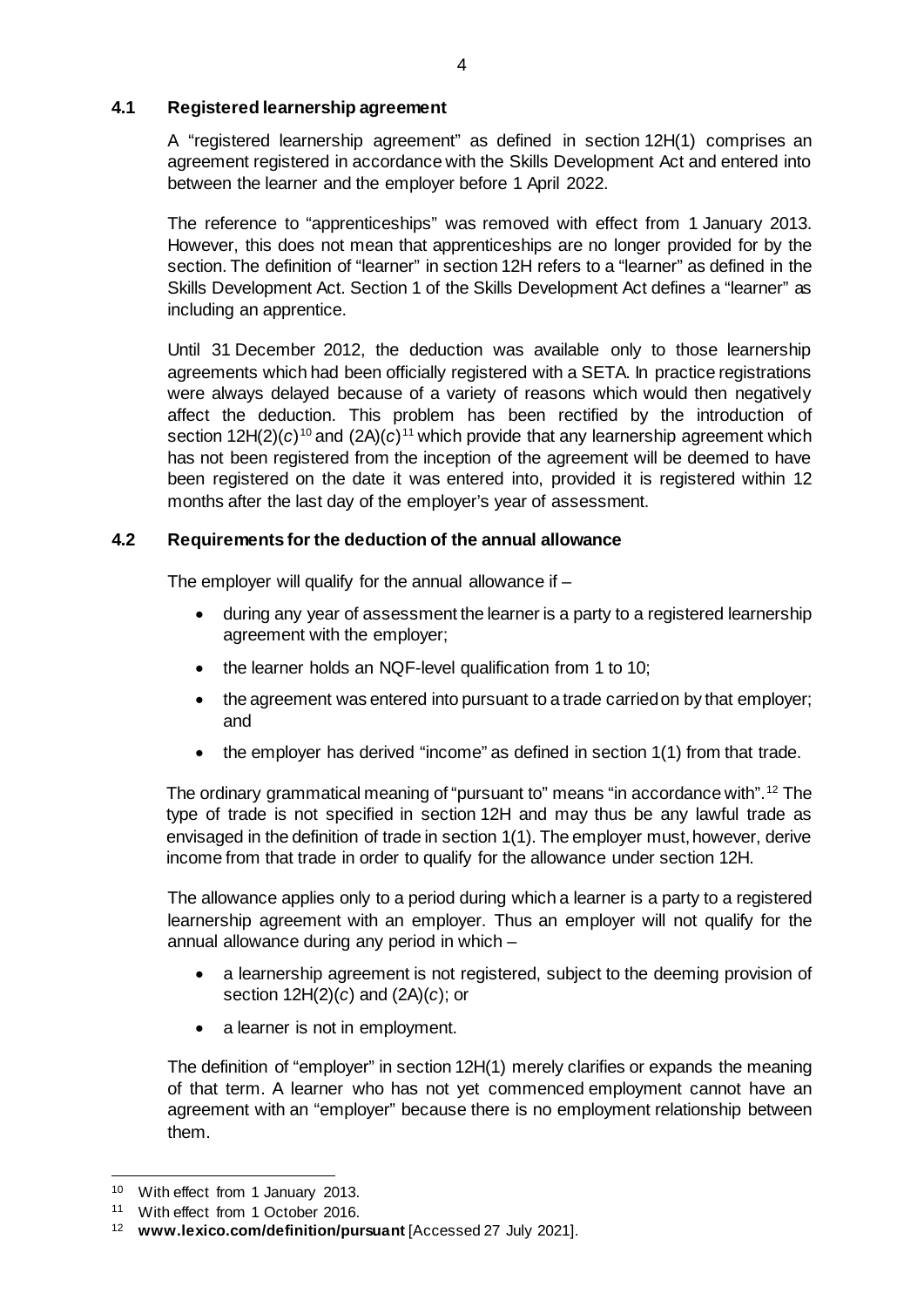### 4.1 Registered learnership agreement

A "registered learnership agreement" as defined in section 12H(1) comprises an agreement registered in accordance with the Skills Development Act and entered into between the learner and the employer before 1 April 2022.

The reference to "apprenticeships" was removed with effect from 1 January 2013. However, this does not mean that apprenticeships are no longer provided for by the section. The definition of "learner" in section 12H refers to a "learner" as defined in the Skills Development Act. Section 1 of the Skills Development Act defines a "learner" as including an apprentice.

Until 31 December 2012, the deduction was available only to those learnership agreements which had been officially registered with a SETA. In practice registrations were always delayed because of a variety of reasons which would then negatively affect the deduction. This problem has been rectified by the introduction of section 12H(2)(*c*)[10] and (2A)(*c*)[11] which provide that any learnership agreement which has not been registered from the inception of the agreement will be deemed to have been registered on the date it was entered into, provided it is registered within 12 months after the last day of the employer's year of assessment.

### 4.2 Requirements for the deduction of the annual allowance

The employer will qualify for the annual allowance if –

- during any year of assessment the learner is a party to a registered learnership agreement with the employer;
- the learner holds an NQF-level qualification from 1 to 10;
- the agreement was entered into pursuant to a trade carried on by that employer; and
- the employer has derived "income" as defined in section 1(1) from that trade.

The ordinary grammatical meaning of "pursuant to" means "in accordance with".[12] The type of trade is not specified in section 12H and may thus be any lawful trade as envisaged in the definition of trade in section 1(1). The employer must, however, derive income from that trade in order to qualify for the allowance under section 12H.

The allowance applies only to a period during which a learner is a party to a registered learnership agreement with an employer. Thus an employer will not qualify for the annual allowance during any period in which –

- a learnership agreement is not registered, subject to the deeming provision of section 12H(2)(*c*) and (2A)(*c*); or
- a learner is not in employment.

The definition of "employer" in section 12H(1) merely clarifies or expands the meaning of that term. A learner who has not yet commenced employment cannot have an agreement with an "employer" because there is no employment relationship between them.

---

[10] With effect from 1 January 2013.

[11] With effect from 1 October 2016.

[12] **www.lexico.com/definition/pursuant** [Accessed 27 July 2021].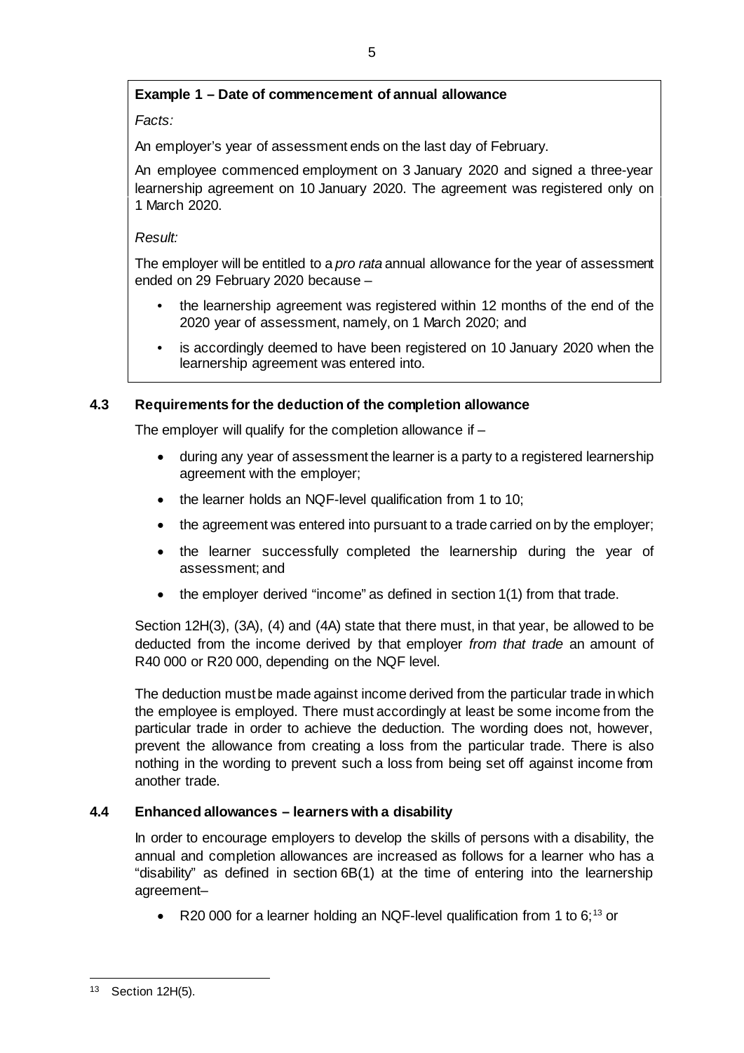**Example 1 – Date of commencement of annual allowance**

*Facts:*

An employer's year of assessment ends on the last day of February.

An employee commenced employment on 3 January 2020 and signed a three-year learnership agreement on 10 January 2020. The agreement was registered only on 1 March 2020.

*Result:*

The employer will be entitled to a *pro rata* annual allowance for the year of assessment ended on 29 February 2020 because –

- the learnership agreement was registered within 12 months of the end of the 2020 year of assessment, namely, on 1 March 2020; and
- is accordingly deemed to have been registered on 10 January 2020 when the learnership agreement was entered into.

### 4.3 Requirements for the deduction of the completion allowance

The employer will qualify for the completion allowance if –

- during any year of assessment the learner is a party to a registered learnership agreement with the employer;
- the learner holds an NQF-level qualification from 1 to 10;
- the agreement was entered into pursuant to a trade carried on by the employer;
- the learner successfully completed the learnership during the year of assessment; and
- the employer derived "income" as defined in section 1(1) from that trade.

Section 12H(3), (3A), (4) and (4A) state that there must, in that year, be allowed to be deducted from the income derived by that employer *from that trade* an amount of R40 000 or R20 000, depending on the NQF level.

The deduction must be made against income derived from the particular trade in which the employee is employed. There must accordingly at least be some income from the particular trade in order to achieve the deduction. The wording does not, however, prevent the allowance from creating a loss from the particular trade. There is also nothing in the wording to prevent such a loss from being set off against income from another trade.

### 4.4 Enhanced allowances – learners with a disability

In order to encourage employers to develop the skills of persons with a disability, the annual and completion allowances are increased as follows for a learner who has a "disability" as defined in section 6B(1) at the time of entering into the learnership agreement–

- R20 000 for a learner holding an NQF-level qualification from 1 to 6;[13] or

---

[13] Section 12H(5).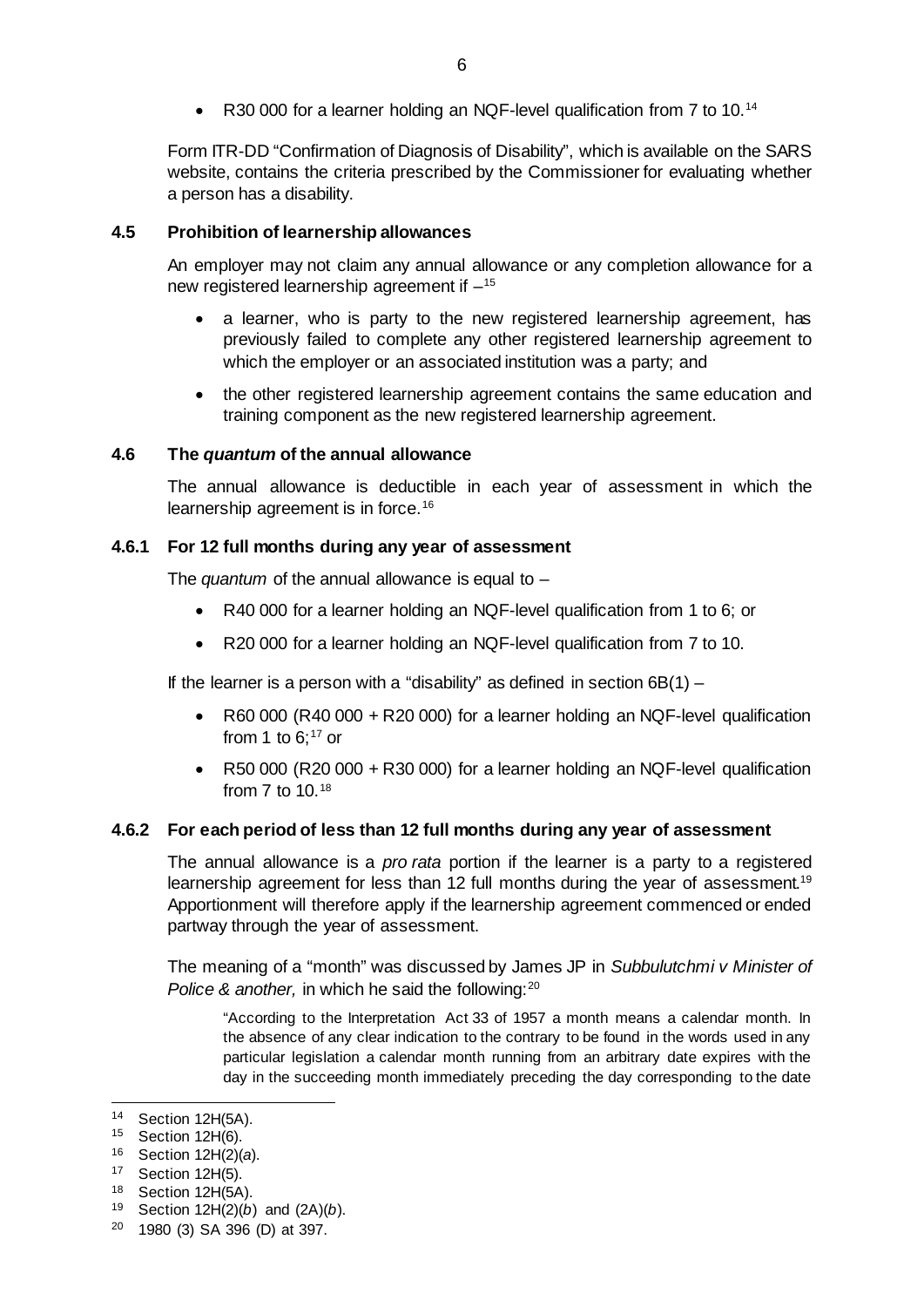- R30 000 for a learner holding an NQF-level qualification from 7 to 10.[14]

Form ITR-DD "Confirmation of Diagnosis of Disability", which is available on the SARS website, contains the criteria prescribed by the Commissioner for evaluating whether a person has a disability.

### 4.5 Prohibition of learnership allowances

An employer may not claim any annual allowance or any completion allowance for a new registered learnership agreement if –[15]

- a learner, who is party to the new registered learnership agreement, has previously failed to complete any other registered learnership agreement to which the employer or an associated institution was a party; and
- the other registered learnership agreement contains the same education and training component as the new registered learnership agreement.

### 4.6 The *quantum* of the annual allowance

The annual allowance is deductible in each year of assessment in which the learnership agreement is in force.[16]

#### 4.6.1 For 12 full months during any year of assessment

The *quantum* of the annual allowance is equal to –

- R40 000 for a learner holding an NQF-level qualification from 1 to 6; or
- R20 000 for a learner holding an NQF-level qualification from 7 to 10.

If the learner is a person with a "disability" as defined in section 6B(1) –

- R60 000 (R40 000 + R20 000) for a learner holding an NQF-level qualification from 1 to 6;[17] or
- R50 000 (R20 000 + R30 000) for a learner holding an NQF-level qualification from 7 to 10.[18]

#### 4.6.2 For each period of less than 12 full months during any year of assessment

The annual allowance is a *pro rata* portion if the learner is a party to a registered learnership agreement for less than 12 full months during the year of assessment.[19] Apportionment will therefore apply if the learnership agreement commenced or ended partway through the year of assessment.

The meaning of a "month" was discussed by James JP in *Subbulutchmi v Minister of Police & another,* in which he said the following:[20]

> "According to the Interpretation Act 33 of 1957 a month means a calendar month. In the absence of any clear indication to the contrary to be found in the words used in any particular legislation a calendar month running from an arbitrary date expires with the day in the succeeding month immediately preceding the day corresponding to the date

---

[14] Section 12H(5A).

[15] Section 12H(6).

[16] Section 12H(2)(*a*).

[17] Section 12H(5).

[18] Section 12H(5A).

[19] Section 12H(2)(*b*) and (2A)(*b*).

[20] 1980 (3) SA 396 (D) at 397.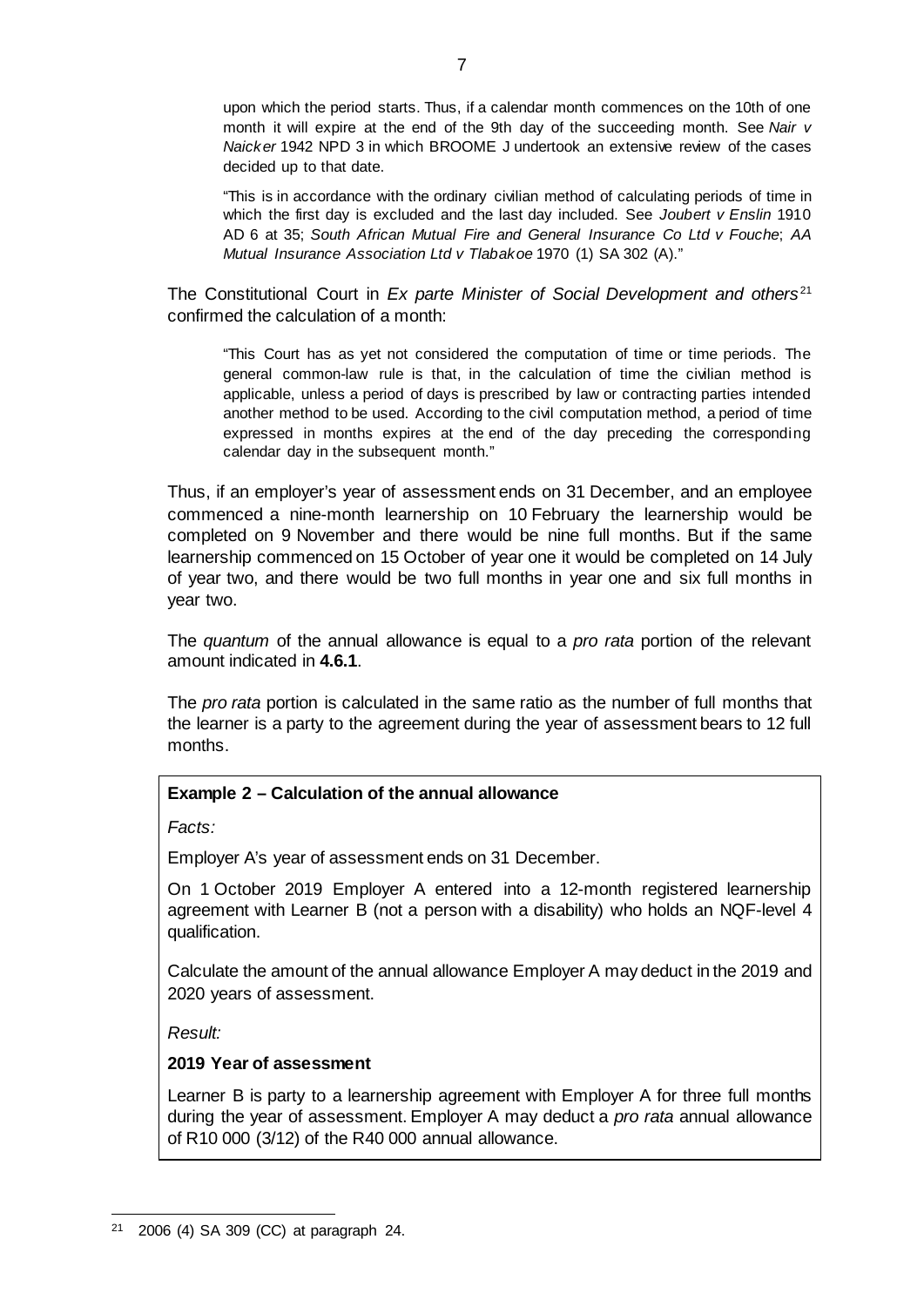upon which the period starts. Thus, if a calendar month commences on the 10th of one month it will expire at the end of the 9th day of the succeeding month. See *Nair v Naicker* 1942 NPD 3 in which BROOME J undertook an extensive review of the cases decided up to that date.

> "This is in accordance with the ordinary civilian method of calculating periods of time in which the first day is excluded and the last day included. See *Joubert v Enslin* 1910 AD 6 at 35; *South African Mutual Fire and General Insurance Co Ltd v Fouche*; *AA Mutual Insurance Association Ltd v Tlabakoe* 1970 (1) SA 302 (A)."

The Constitutional Court in *Ex parte Minister of Social Development and others*[21] confirmed the calculation of a month:

> "This Court has as yet not considered the computation of time or time periods. The general common-law rule is that, in the calculation of time the civilian method is applicable, unless a period of days is prescribed by law or contracting parties intended another method to be used. According to the civil computation method, a period of time expressed in months expires at the end of the day preceding the corresponding calendar day in the subsequent month."

Thus, if an employer's year of assessment ends on 31 December, and an employee commenced a nine-month learnership on 10 February the learnership would be completed on 9 November and there would be nine full months. But if the same learnership commenced on 15 October of year one it would be completed on 14 July of year two, and there would be two full months in year one and six full months in year two.

The *quantum* of the annual allowance is equal to a *pro rata* portion of the relevant amount indicated in **4.6.1**.

The *pro rata* portion is calculated in the same ratio as the number of full months that the learner is a party to the agreement during the year of assessment bears to 12 full months.

**Example 2 – Calculation of the annual allowance**

*Facts:*

Employer A's year of assessment ends on 31 December.

On 1 October 2019 Employer A entered into a 12-month registered learnership agreement with Learner B (not a person with a disability) who holds an NQF-level 4 qualification.

Calculate the amount of the annual allowance Employer A may deduct in the 2019 and 2020 years of assessment.

*Result:*

**2019 Year of assessment**

Learner B is party to a learnership agreement with Employer A for three full months during the year of assessment. Employer A may deduct a *pro rata* annual allowance of R10 000 (3/12) of the R40 000 annual allowance.

---

[21] 2006 (4) SA 309 (CC) at paragraph 24.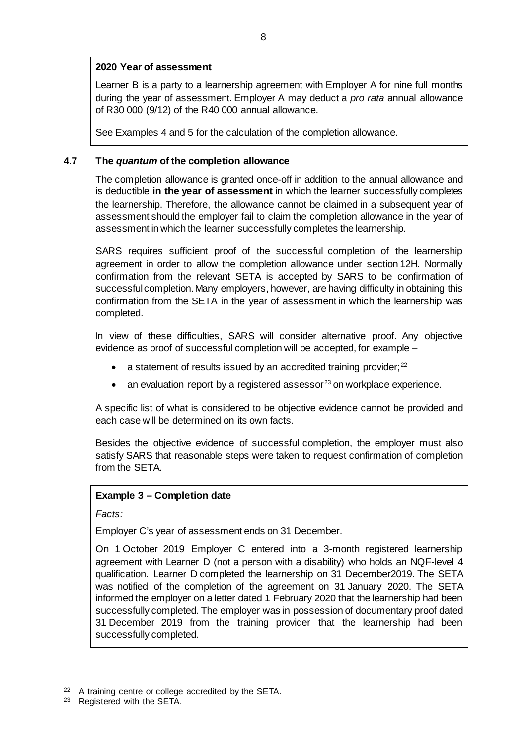**2020 Year of assessment**

Learner B is a party to a learnership agreement with Employer A for nine full months during the year of assessment. Employer A may deduct a *pro rata* annual allowance of R30 000 (9/12) of the R40 000 annual allowance.

See Examples 4 and 5 for the calculation of the completion allowance.

### 4.7 The *quantum* of the completion allowance

The completion allowance is granted once-off in addition to the annual allowance and is deductible **in the year of assessment** in which the learner successfully completes the learnership. Therefore, the allowance cannot be claimed in a subsequent year of assessment should the employer fail to claim the completion allowance in the year of assessment in which the learner successfully completes the learnership.

SARS requires sufficient proof of the successful completion of the learnership agreement in order to allow the completion allowance under section 12H. Normally confirmation from the relevant SETA is accepted by SARS to be confirmation of successful completion. Many employers, however, are having difficulty in obtaining this confirmation from the SETA in the year of assessment in which the learnership was completed.

In view of these difficulties, SARS will consider alternative proof. Any objective evidence as proof of successful completion will be accepted, for example –

- a statement of results issued by an accredited training provider;[22]
- an evaluation report by a registered assessor[23] on workplace experience.

A specific list of what is considered to be objective evidence cannot be provided and each case will be determined on its own facts.

Besides the objective evidence of successful completion, the employer must also satisfy SARS that reasonable steps were taken to request confirmation of completion from the SETA.

**Example 3 – Completion date**

*Facts:*

Employer C's year of assessment ends on 31 December.

On 1 October 2019 Employer C entered into a 3-month registered learnership agreement with Learner D (not a person with a disability) who holds an NQF-level 4 qualification. Learner D completed the learnership on 31 December2019. The SETA was notified of the completion of the agreement on 31 January 2020. The SETA informed the employer on a letter dated 1 February 2020 that the learnership had been successfully completed. The employer was in possession of documentary proof dated 31 December 2019 from the training provider that the learnership had been successfully completed.

---

[22] A training centre or college accredited by the SETA.

[23] Registered with the SETA.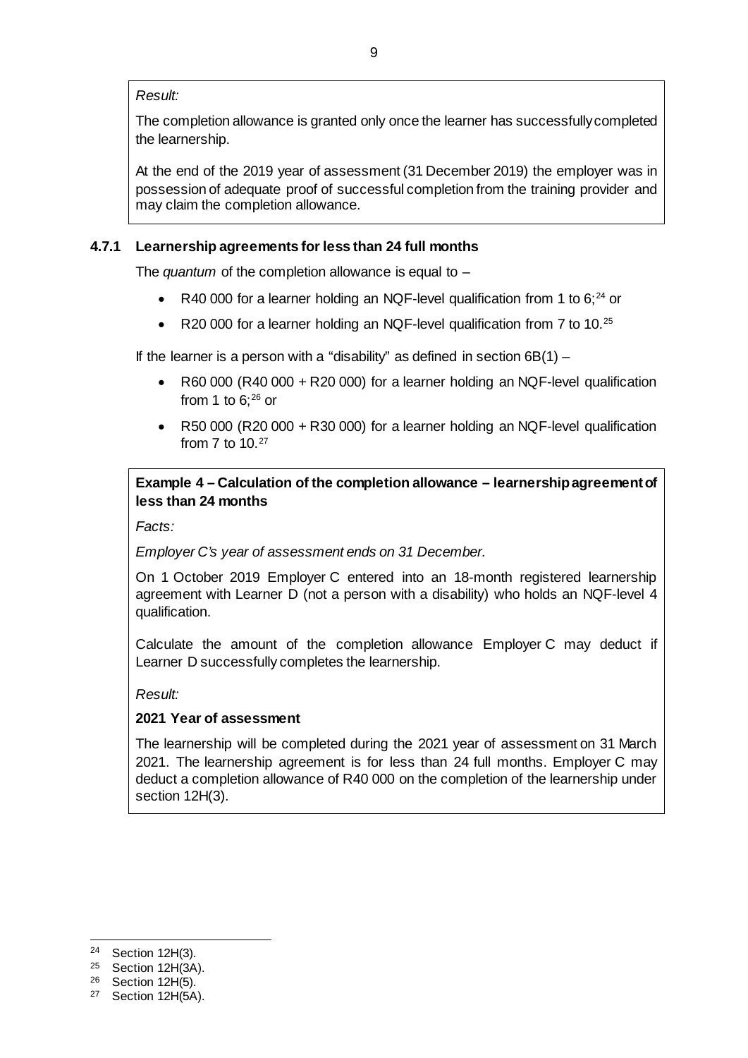*Result:*

The completion allowance is granted only once the learner has successfully completed the learnership.

At the end of the 2019 year of assessment (31 December 2019) the employer was in possession of adequate proof of successful completion from the training provider and may claim the completion allowance.

### 4.7.1 Learnership agreements for less than 24 full months

The *quantum* of the completion allowance is equal to –

- R40 000 for a learner holding an NQF-level qualification from 1 to 6;[24] or
- R20 000 for a learner holding an NQF-level qualification from 7 to 10.[25]

If the learner is a person with a "disability" as defined in section 6B(1) –

- R60 000 (R40 000 + R20 000) for a learner holding an NQF-level qualification from 1 to 6;[26] or
- R50 000 (R20 000 + R30 000) for a learner holding an NQF-level qualification from 7 to 10.[27]

**Example 4 – Calculation of the completion allowance – learnership agreement of less than 24 months**

*Facts:*

*Employer C's year of assessment ends on 31 December.*

On 1 October 2019 Employer C entered into an 18-month registered learnership agreement with Learner D (not a person with a disability) who holds an NQF-level 4 qualification.

Calculate the amount of the completion allowance Employer C may deduct if Learner D successfully completes the learnership.

*Result:*

**2021 Year of assessment**

The learnership will be completed during the 2021 year of assessment on 31 March 2021. The learnership agreement is for less than 24 full months. Employer C may deduct a completion allowance of R40 000 on the completion of the learnership under section 12H(3).

---

[24] Section 12H(3).

[25] Section 12H(3A).

[26] Section 12H(5).

[27] Section 12H(5A).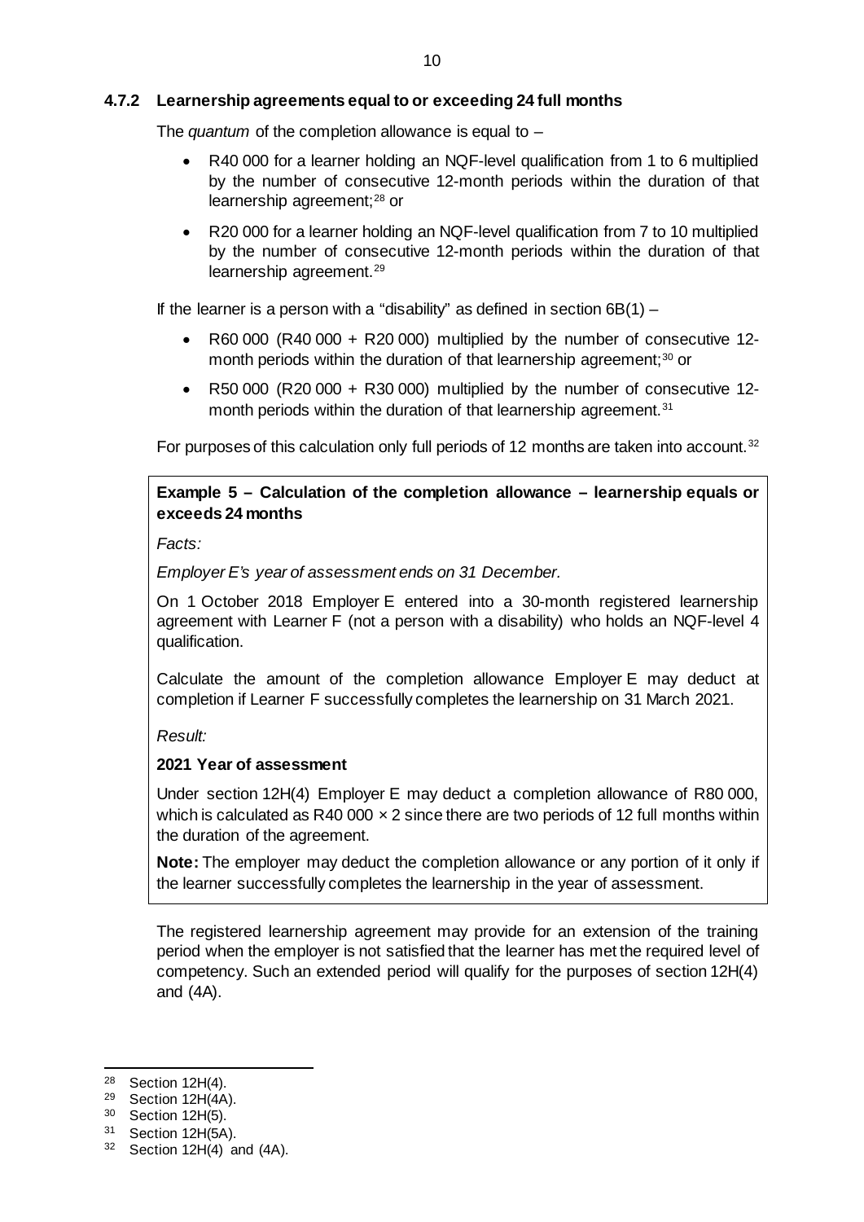### 4.7.2 Learnership agreements equal to or exceeding 24 full months

The *quantum* of the completion allowance is equal to –

- R40 000 for a learner holding an NQF-level qualification from 1 to 6 multiplied by the number of consecutive 12-month periods within the duration of that learnership agreement;[28] or
- R20 000 for a learner holding an NQF-level qualification from 7 to 10 multiplied by the number of consecutive 12-month periods within the duration of that learnership agreement.[29]

If the learner is a person with a "disability" as defined in section 6B(1) –

- R60 000 (R40 000 + R20 000) multiplied by the number of consecutive 12-month periods within the duration of that learnership agreement;[30] or
- R50 000 (R20 000 + R30 000) multiplied by the number of consecutive 12-month periods within the duration of that learnership agreement.[31]

For purposes of this calculation only full periods of 12 months are taken into account.[32]

> **Example 5 – Calculation of the completion allowance – learnership equals or exceeds 24 months**
>
> *Facts:*
>
> *Employer E's year of assessment ends on 31 December.*
>
> On 1 October 2018 Employer E entered into a 30-month registered learnership agreement with Learner F (not a person with a disability) who holds an NQF-level 4 qualification.
>
> Calculate the amount of the completion allowance Employer E may deduct at completion if Learner F successfully completes the learnership on 31 March 2021.
>
> *Result:*
>
> **2021 Year of assessment**
>
> Under section 12H(4) Employer E may deduct a completion allowance of R80 000, which is calculated as R40 000 × 2 since there are two periods of 12 full months within the duration of the agreement.
>
> **Note:** The employer may deduct the completion allowance or any portion of it only if the learner successfully completes the learnership in the year of assessment.

The registered learnership agreement may provide for an extension of the training period when the employer is not satisfied that the learner has met the required level of competency. Such an extended period will qualify for the purposes of section 12H(4) and (4A).

---

[28] Section 12H(4).
[29] Section 12H(4A).
[30] Section 12H(5).
[31] Section 12H(5A).
[32] Section 12H(4) and (4A).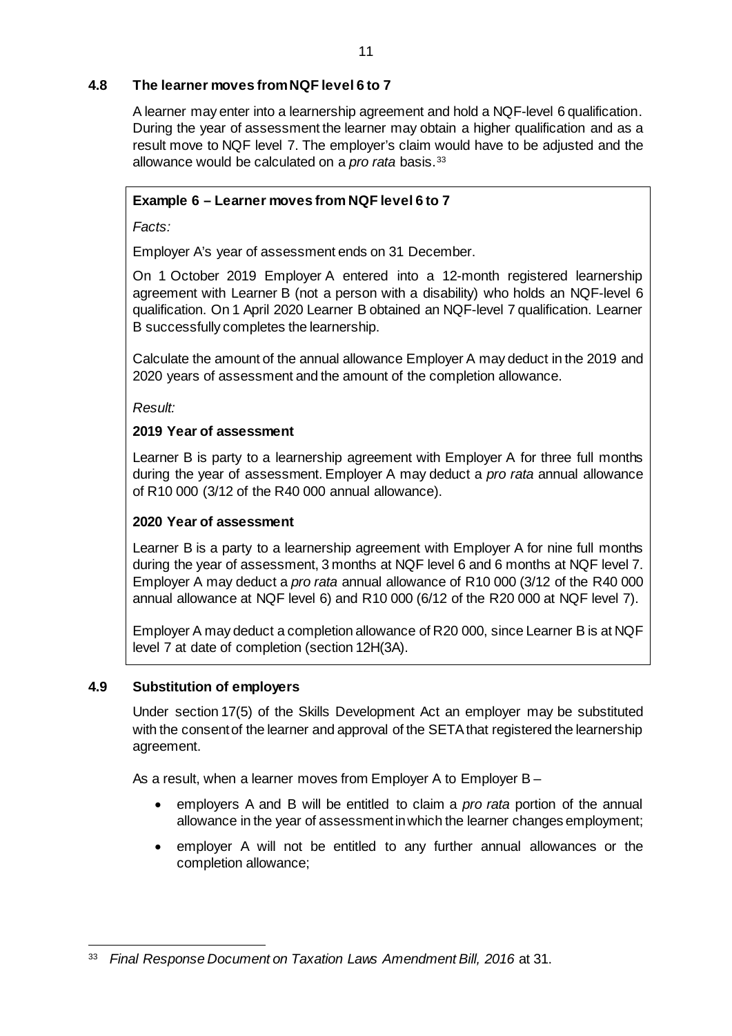### 4.8 The learner moves from NQF level 6 to 7

A learner may enter into a learnership agreement and hold a NQF-level 6 qualification. During the year of assessment the learner may obtain a higher qualification and as a result move to NQF level 7. The employer's claim would have to be adjusted and the allowance would be calculated on a *pro rata* basis.[33]

**Example 6 – Learner moves from NQF level 6 to 7**

*Facts:*

Employer A's year of assessment ends on 31 December.

On 1 October 2019 Employer A entered into a 12-month registered learnership agreement with Learner B (not a person with a disability) who holds an NQF-level 6 qualification. On 1 April 2020 Learner B obtained an NQF-level 7 qualification. Learner B successfully completes the learnership.

Calculate the amount of the annual allowance Employer A may deduct in the 2019 and 2020 years of assessment and the amount of the completion allowance.

*Result:*

**2019 Year of assessment**

Learner B is party to a learnership agreement with Employer A for three full months during the year of assessment. Employer A may deduct a *pro rata* annual allowance of R10 000 (3/12 of the R40 000 annual allowance).

**2020 Year of assessment**

Learner B is a party to a learnership agreement with Employer A for nine full months during the year of assessment, 3 months at NQF level 6 and 6 months at NQF level 7. Employer A may deduct a *pro rata* annual allowance of R10 000 (3/12 of the R40 000 annual allowance at NQF level 6) and R10 000 (6/12 of the R20 000 at NQF level 7).

Employer A may deduct a completion allowance of R20 000, since Learner B is at NQF level 7 at date of completion (section 12H(3A).

### 4.9 Substitution of employers

Under section 17(5) of the Skills Development Act an employer may be substituted with the consent of the learner and approval of the SETA that registered the learnership agreement.

As a result, when a learner moves from Employer A to Employer B –

- employers A and B will be entitled to claim a *pro rata* portion of the annual allowance in the year of assessment in which the learner changes employment;
- employer A will not be entitled to any further annual allowances or the completion allowance;

---

[33] *Final Response Document on Taxation Laws Amendment Bill, 2016* at 31.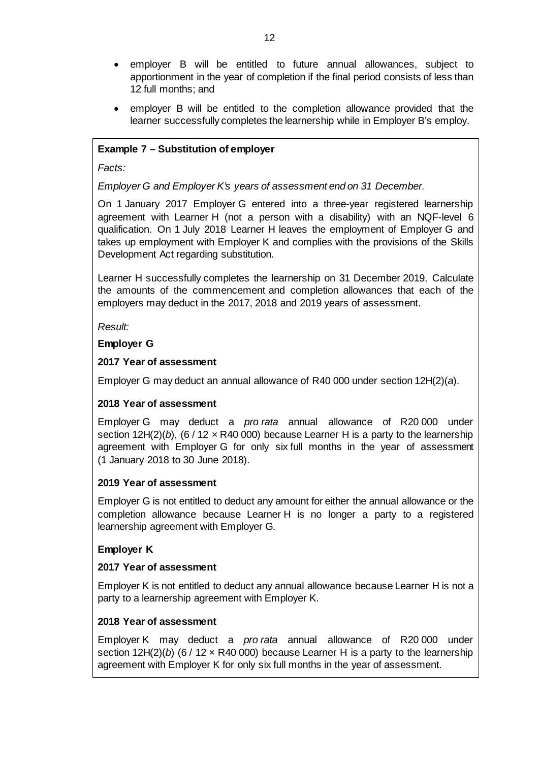- employer B will be entitled to future annual allowances, subject to apportionment in the year of completion if the final period consists of less than 12 full months; and
- employer B will be entitled to the completion allowance provided that the learner successfully completes the learnership while in Employer B's employ.

**Example 7 – Substitution of employer**

*Facts:*

*Employer G and Employer K's years of assessment end on 31 December.*

On 1 January 2017 Employer G entered into a three-year registered learnership agreement with Learner H (not a person with a disability) with an NQF-level 6 qualification. On 1 July 2018 Learner H leaves the employment of Employer G and takes up employment with Employer K and complies with the provisions of the Skills Development Act regarding substitution.

Learner H successfully completes the learnership on 31 December 2019. Calculate the amounts of the commencement and completion allowances that each of the employers may deduct in the 2017, 2018 and 2019 years of assessment.

*Result:*

**Employer G**

**2017 Year of assessment**

Employer G may deduct an annual allowance of R40 000 under section 12H(2)(*a*).

**2018 Year of assessment**

Employer G may deduct a *pro rata* annual allowance of R20 000 under section 12H(2)(*b*), (6 / 12 × R40 000) because Learner H is a party to the learnership agreement with Employer G for only six full months in the year of assessment (1 January 2018 to 30 June 2018).

**2019 Year of assessment**

Employer G is not entitled to deduct any amount for either the annual allowance or the completion allowance because Learner H is no longer a party to a registered learnership agreement with Employer G.

**Employer K**

**2017 Year of assessment**

Employer K is not entitled to deduct any annual allowance because Learner H is not a party to a learnership agreement with Employer K.

**2018 Year of assessment**

Employer K may deduct a *pro rata* annual allowance of R20 000 under section 12H(2)(*b*) (6 / 12 × R40 000) because Learner H is a party to the learnership agreement with Employer K for only six full months in the year of assessment.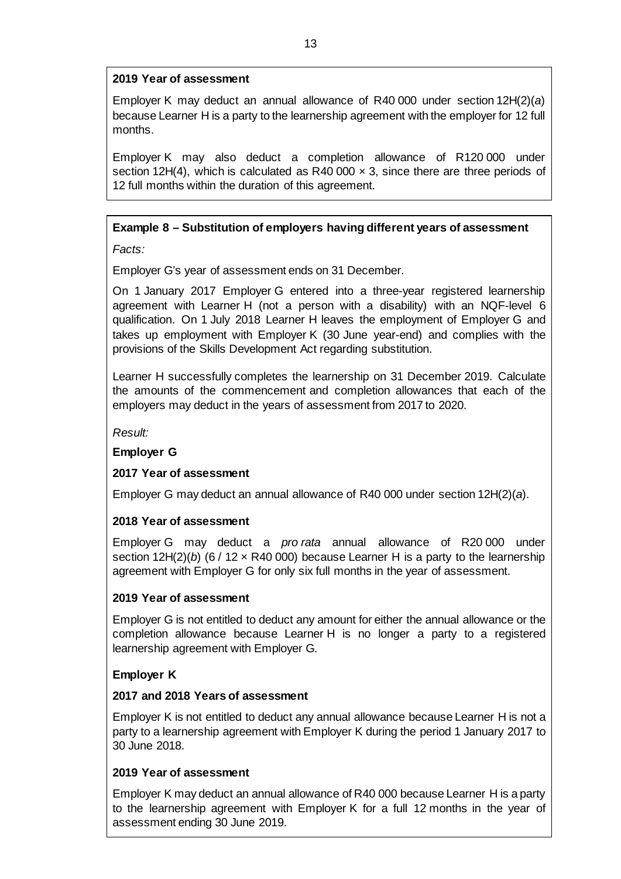**2019 Year of assessment**

Employer K may deduct an annual allowance of R40 000 under section 12H(2)(*a*) because Learner H is a party to the learnership agreement with the employer for 12 full months.

Employer K may also deduct a completion allowance of R120 000 under section 12H(4), which is calculated as R40 000 × 3, since there are three periods of 12 full months within the duration of this agreement.

**Example 8 – Substitution of employers having different years of assessment**

*Facts:*

Employer G's year of assessment ends on 31 December.

On 1 January 2017 Employer G entered into a three-year registered learnership agreement with Learner H (not a person with a disability) with an NQF-level 6 qualification. On 1 July 2018 Learner H leaves the employment of Employer G and takes up employment with Employer K (30 June year-end) and complies with the provisions of the Skills Development Act regarding substitution.

Learner H successfully completes the learnership on 31 December 2019. Calculate the amounts of the commencement and completion allowances that each of the employers may deduct in the years of assessment from 2017 to 2020.

*Result:*

**Employer G**

**2017 Year of assessment**

Employer G may deduct an annual allowance of R40 000 under section 12H(2)(*a*).

**2018 Year of assessment**

Employer G may deduct a *pro rata* annual allowance of R20 000 under section 12H(2)(*b*) (6 / 12 × R40 000) because Learner H is a party to the learnership agreement with Employer G for only six full months in the year of assessment.

**2019 Year of assessment**

Employer G is not entitled to deduct any amount for either the annual allowance or the completion allowance because Learner H is no longer a party to a registered learnership agreement with Employer G.

**Employer K**

**2017 and 2018 Years of assessment**

Employer K is not entitled to deduct any annual allowance because Learner H is not a party to a learnership agreement with Employer K during the period 1 January 2017 to 30 June 2018.

**2019 Year of assessment**

Employer K may deduct an annual allowance of R40 000 because Learner H is a party to the learnership agreement with Employer K for a full 12 months in the year of assessment ending 30 June 2019.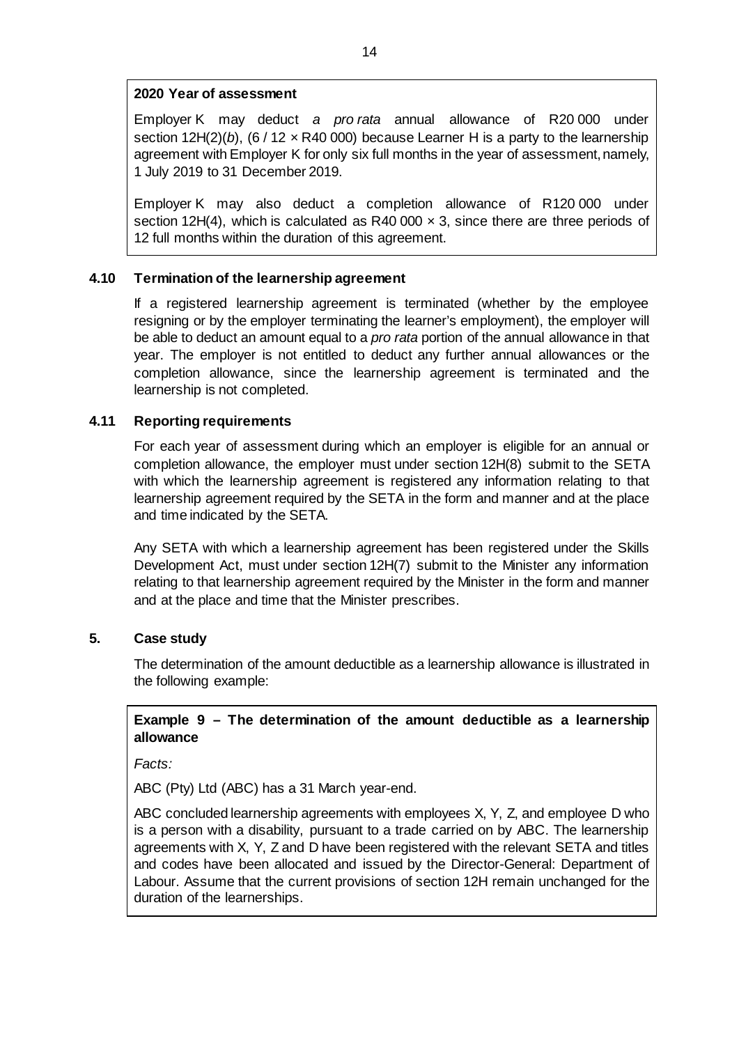**2020 Year of assessment**

Employer K may deduct *a pro rata* annual allowance of R20 000 under section 12H(2)(*b*), (6 / 12 × R40 000) because Learner H is a party to the learnership agreement with Employer K for only six full months in the year of assessment, namely, 1 July 2019 to 31 December 2019.

Employer K may also deduct a completion allowance of R120 000 under section 12H(4), which is calculated as R40 000 × 3, since there are three periods of 12 full months within the duration of this agreement.

### 4.10 Termination of the learnership agreement

If a registered learnership agreement is terminated (whether by the employee resigning or by the employer terminating the learner's employment), the employer will be able to deduct an amount equal to a *pro rata* portion of the annual allowance in that year. The employer is not entitled to deduct any further annual allowances or the completion allowance, since the learnership agreement is terminated and the learnership is not completed.

### 4.11 Reporting requirements

For each year of assessment during which an employer is eligible for an annual or completion allowance, the employer must under section 12H(8) submit to the SETA with which the learnership agreement is registered any information relating to that learnership agreement required by the SETA in the form and manner and at the place and time indicated by the SETA.

Any SETA with which a learnership agreement has been registered under the Skills Development Act, must under section 12H(7) submit to the Minister any information relating to that learnership agreement required by the Minister in the form and manner and at the place and time that the Minister prescribes.

## 5. Case study

The determination of the amount deductible as a learnership allowance is illustrated in the following example:

**Example 9 – The determination of the amount deductible as a learnership allowance**

*Facts:*

ABC (Pty) Ltd (ABC) has a 31 March year-end.

ABC concluded learnership agreements with employees X, Y, Z, and employee D who is a person with a disability, pursuant to a trade carried on by ABC. The learnership agreements with X, Y, Z and D have been registered with the relevant SETA and titles and codes have been allocated and issued by the Director-General: Department of Labour. Assume that the current provisions of section 12H remain unchanged for the duration of the learnerships.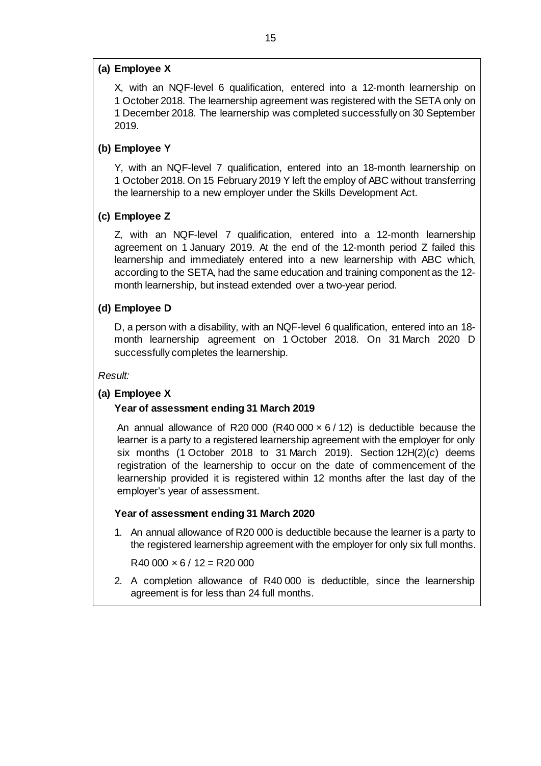**(a) Employee X**

X, with an NQF-level 6 qualification, entered into a 12-month learnership on 1 October 2018. The learnership agreement was registered with the SETA only on 1 December 2018. The learnership was completed successfully on 30 September 2019.

**(b) Employee Y**

Y, with an NQF-level 7 qualification, entered into an 18-month learnership on 1 October 2018. On 15 February 2019 Y left the employ of ABC without transferring the learnership to a new employer under the Skills Development Act.

**(c) Employee Z**

Z, with an NQF-level 7 qualification, entered into a 12-month learnership agreement on 1 January 2019. At the end of the 12-month period Z failed this learnership and immediately entered into a new learnership with ABC which, according to the SETA, had the same education and training component as the 12-month learnership, but instead extended over a two-year period.

**(d) Employee D**

D, a person with a disability, with an NQF-level 6 qualification, entered into an 18-month learnership agreement on 1 October 2018. On 31 March 2020 D successfully completes the learnership.

*Result:*

**(a) Employee X**

**Year of assessment ending 31 March 2019**

An annual allowance of R20 000 (R40 000 × 6 / 12) is deductible because the learner is a party to a registered learnership agreement with the employer for only six months (1 October 2018 to 31 March 2019). Section 12H(2)(*c*) deems registration of the learnership to occur on the date of commencement of the learnership provided it is registered within 12 months after the last day of the employer's year of assessment.

**Year of assessment ending 31 March 2020**

1. An annual allowance of R20 000 is deductible because the learner is a party to the registered learnership agreement with the employer for only six full months.

   R40 000 × 6 / 12 = R20 000

2. A completion allowance of R40 000 is deductible, since the learnership agreement is for less than 24 full months.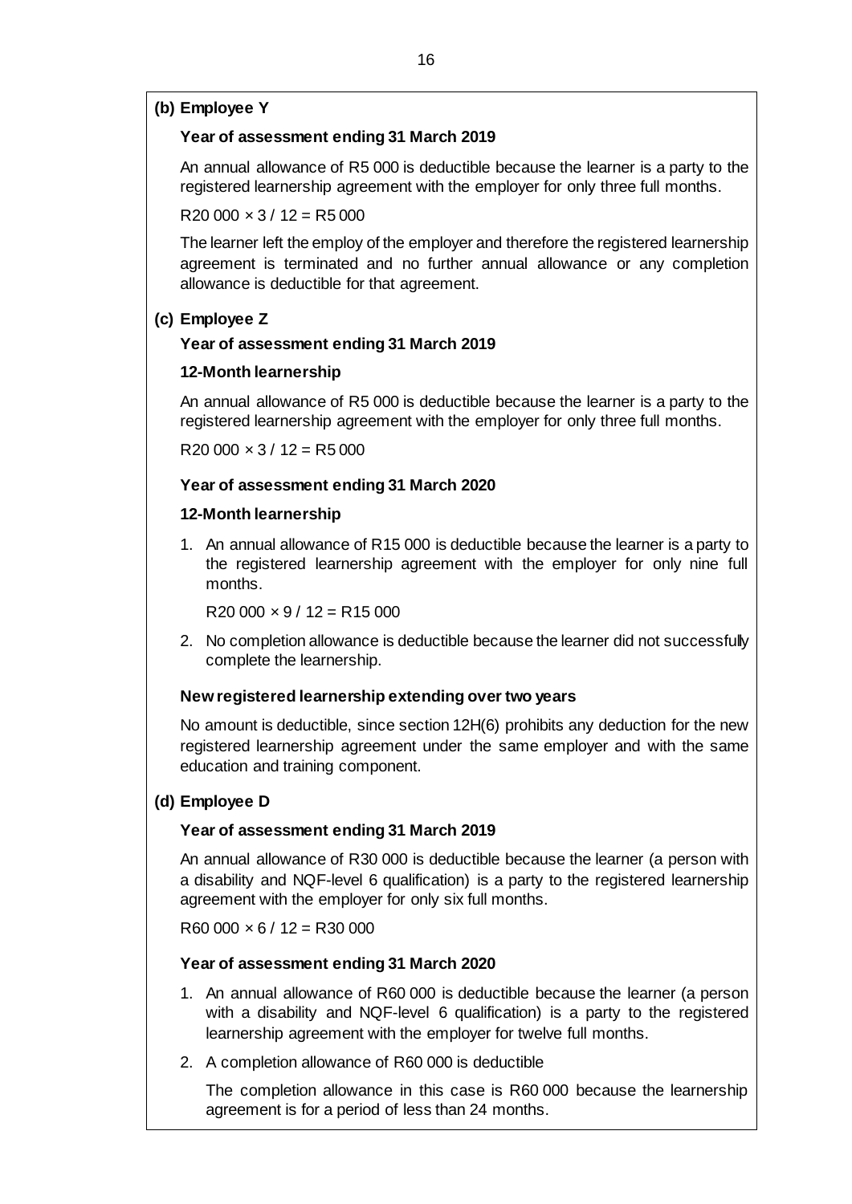**(b) Employee Y**

**Year of assessment ending 31 March 2019**

An annual allowance of R5 000 is deductible because the learner is a party to the registered learnership agreement with the employer for only three full months.

R20 000 × 3 / 12 = R5 000

The learner left the employ of the employer and therefore the registered learnership agreement is terminated and no further annual allowance or any completion allowance is deductible for that agreement.

**(c) Employee Z**

**Year of assessment ending 31 March 2019**

**12-Month learnership**

An annual allowance of R5 000 is deductible because the learner is a party to the registered learnership agreement with the employer for only three full months.

R20 000 × 3 / 12 = R5 000

**Year of assessment ending 31 March 2020**

**12-Month learnership**

1. An annual allowance of R15 000 is deductible because the learner is a party to the registered learnership agreement with the employer for only nine full months.

   R20 000 × 9 / 12 = R15 000

2. No completion allowance is deductible because the learner did not successfully complete the learnership.

**New registered learnership extending over two years**

No amount is deductible, since section 12H(6) prohibits any deduction for the new registered learnership agreement under the same employer and with the same education and training component.

**(d) Employee D**

**Year of assessment ending 31 March 2019**

An annual allowance of R30 000 is deductible because the learner (a person with a disability and NQF-level 6 qualification) is a party to the registered learnership agreement with the employer for only six full months.

R60 000 × 6 / 12 = R30 000

**Year of assessment ending 31 March 2020**

1. An annual allowance of R60 000 is deductible because the learner (a person with a disability and NQF-level 6 qualification) is a party to the registered learnership agreement with the employer for twelve full months.
2. A completion allowance of R60 000 is deductible

   The completion allowance in this case is R60 000 because the learnership agreement is for a period of less than 24 months.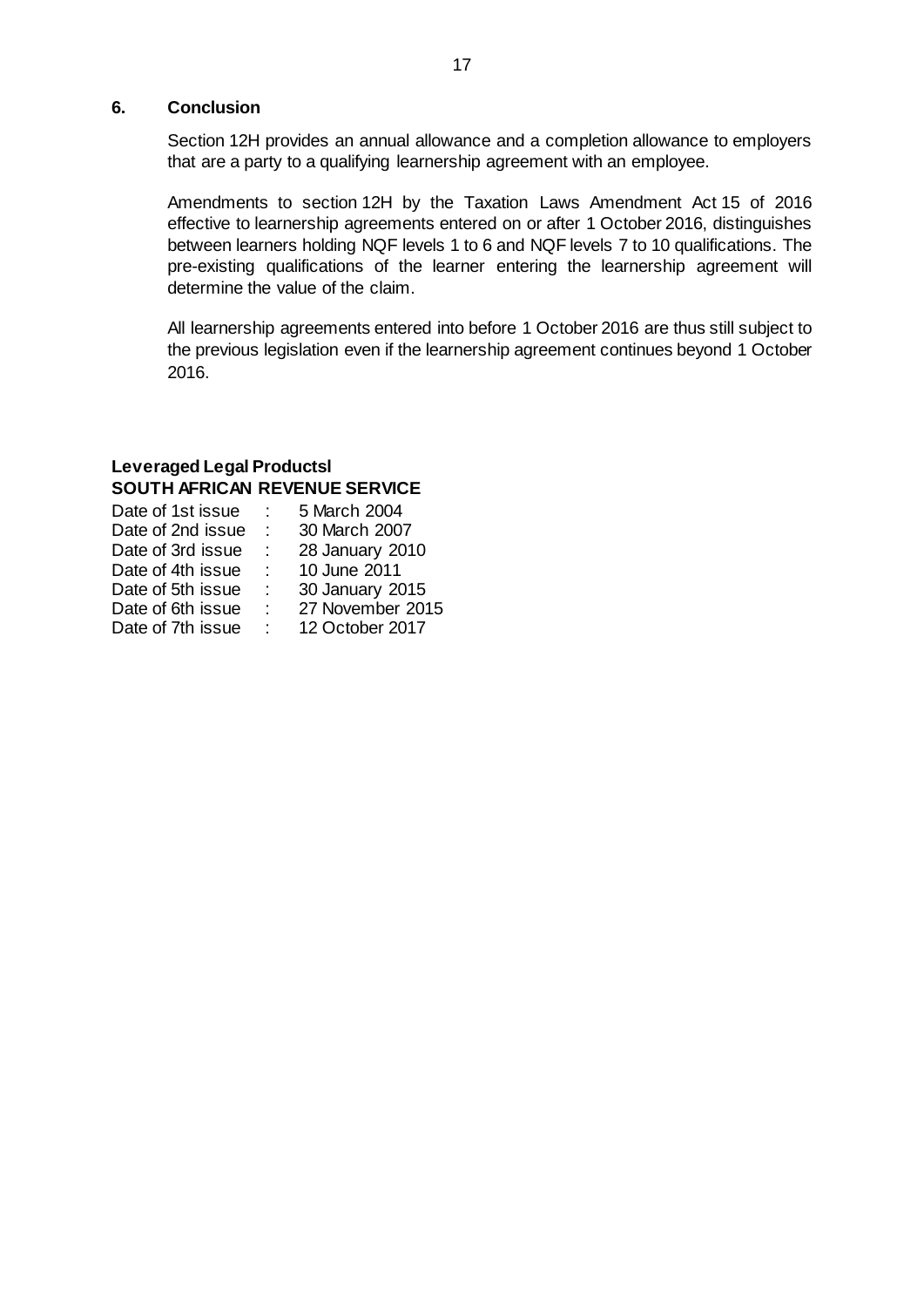## 6. Conclusion

Section 12H provides an annual allowance and a completion allowance to employers that are a party to a qualifying learnership agreement with an employee.

Amendments to section 12H by the Taxation Laws Amendment Act 15 of 2016 effective to learnership agreements entered on or after 1 October 2016, distinguishes between learners holding NQF levels 1 to 6 and NQF levels 7 to 10 qualifications. The pre-existing qualifications of the learner entering the learnership agreement will determine the value of the claim.

All learnership agreements entered into before 1 October 2016 are thus still subject to the previous legislation even if the learnership agreement continues beyond 1 October 2016.

**Leveraged Legal Productsl**
**SOUTH AFRICAN REVENUE SERVICE**

| | | |
|---|---|---|
| Date of 1st issue | : | 5 March 2004 |
| Date of 2nd issue | : | 30 March 2007 |
| Date of 3rd issue | : | 28 January 2010 |
| Date of 4th issue | : | 10 June 2011 |
| Date of 5th issue | : | 30 January 2015 |
| Date of 6th issue | : | 27 November 2015 |
| Date of 7th issue | : | 12 October 2017 |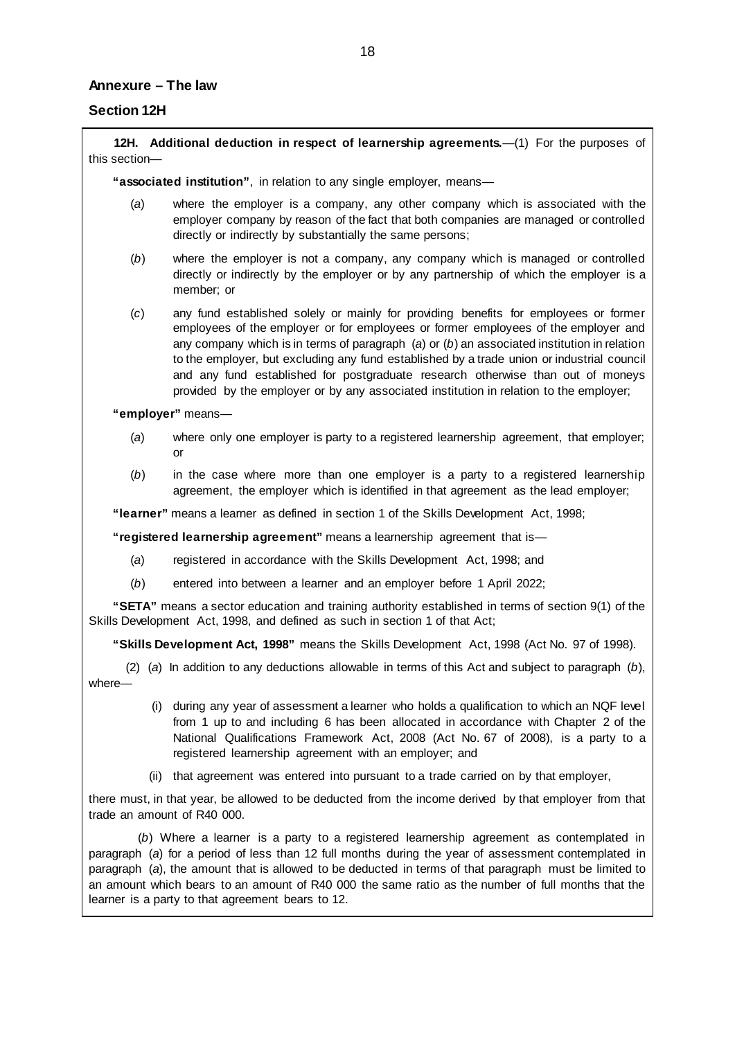## Annexure – The law

### Section 12H

**12H. Additional deduction in respect of learnership agreements.**—(1) For the purposes of this section—

**"associated institution"**, in relation to any single employer, means—

(*a*) where the employer is a company, any other company which is associated with the employer company by reason of the fact that both companies are managed or controlled directly or indirectly by substantially the same persons;

(*b*) where the employer is not a company, any company which is managed or controlled directly or indirectly by the employer or by any partnership of which the employer is a member; or

(*c*) any fund established solely or mainly for providing benefits for employees or former employees of the employer or for employees or former employees of the employer and any company which is in terms of paragraph (*a*) or (*b*) an associated institution in relation to the employer, but excluding any fund established by a trade union or industrial council and any fund established for postgraduate research otherwise than out of moneys provided by the employer or by any associated institution in relation to the employer;

**"employer"** means—

(*a*) where only one employer is party to a registered learnership agreement, that employer; or

(*b*) in the case where more than one employer is a party to a registered learnership agreement, the employer which is identified in that agreement as the lead employer;

**"learner"** means a learner as defined in section 1 of the Skills Development Act, 1998;

**"registered learnership agreement"** means a learnership agreement that is—

(*a*) registered in accordance with the Skills Development Act, 1998; and

(*b*) entered into between a learner and an employer before 1 April 2022;

**"SETA"** means a sector education and training authority established in terms of section 9(1) of the Skills Development Act, 1998, and defined as such in section 1 of that Act;

**"Skills Development Act, 1998"** means the Skills Development Act, 1998 (Act No. 97 of 1998).

(2) (*a*) In addition to any deductions allowable in terms of this Act and subject to paragraph (*b*), where—

(i) during any year of assessment a learner who holds a qualification to which an NQF level from 1 up to and including 6 has been allocated in accordance with Chapter 2 of the National Qualifications Framework Act, 2008 (Act No. 67 of 2008), is a party to a registered learnership agreement with an employer; and

(ii) that agreement was entered into pursuant to a trade carried on by that employer,

there must, in that year, be allowed to be deducted from the income derived by that employer from that trade an amount of R40 000.

(*b*) Where a learner is a party to a registered learnership agreement as contemplated in paragraph (*a*) for a period of less than 12 full months during the year of assessment contemplated in paragraph (*a*), the amount that is allowed to be deducted in terms of that paragraph must be limited to an amount which bears to an amount of R40 000 the same ratio as the number of full months that the learner is a party to that agreement bears to 12.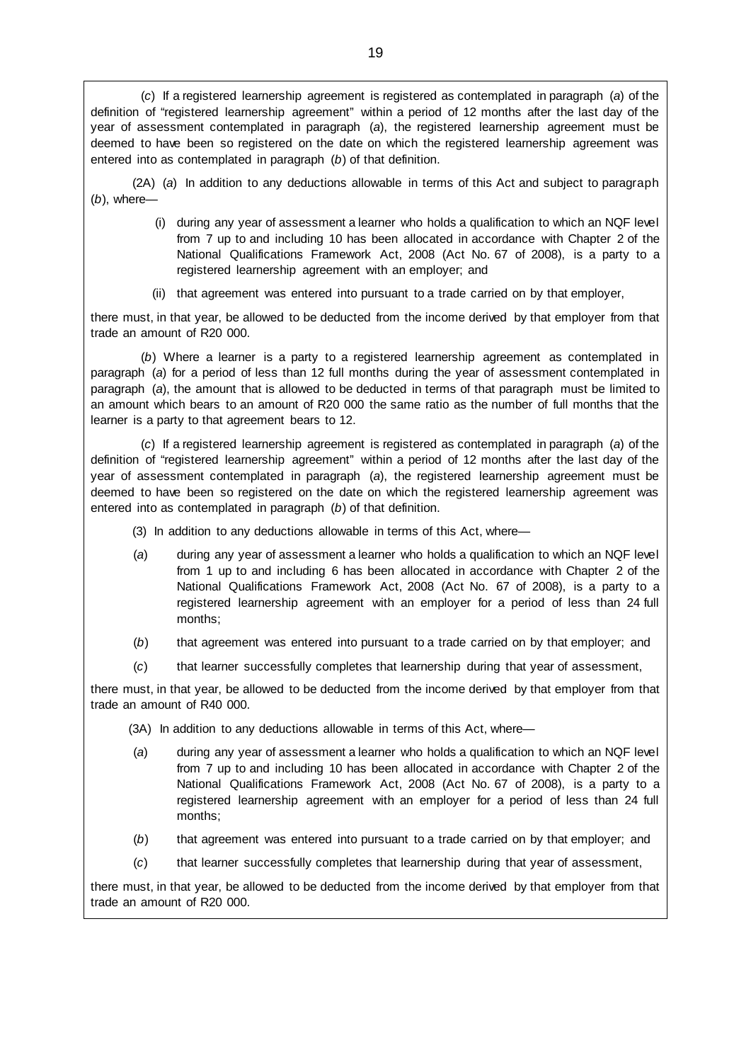(*c*) If a registered learnership agreement is registered as contemplated in paragraph (*a*) of the definition of "registered learnership agreement" within a period of 12 months after the last day of the year of assessment contemplated in paragraph (*a*), the registered learnership agreement must be deemed to have been so registered on the date on which the registered learnership agreement was entered into as contemplated in paragraph (*b*) of that definition.

(2A) (*a*) In addition to any deductions allowable in terms of this Act and subject to paragraph (*b*), where—

(i) during any year of assessment a learner who holds a qualification to which an NQF level from 7 up to and including 10 has been allocated in accordance with Chapter 2 of the National Qualifications Framework Act, 2008 (Act No. 67 of 2008), is a party to a registered learnership agreement with an employer; and

(ii) that agreement was entered into pursuant to a trade carried on by that employer,

there must, in that year, be allowed to be deducted from the income derived by that employer from that trade an amount of R20 000.

(*b*) Where a learner is a party to a registered learnership agreement as contemplated in paragraph (*a*) for a period of less than 12 full months during the year of assessment contemplated in paragraph (*a*), the amount that is allowed to be deducted in terms of that paragraph must be limited to an amount which bears to an amount of R20 000 the same ratio as the number of full months that the learner is a party to that agreement bears to 12.

(*c*) If a registered learnership agreement is registered as contemplated in paragraph (*a*) of the definition of "registered learnership agreement" within a period of 12 months after the last day of the year of assessment contemplated in paragraph (*a*), the registered learnership agreement must be deemed to have been so registered on the date on which the registered learnership agreement was entered into as contemplated in paragraph (*b*) of that definition.

(3) In addition to any deductions allowable in terms of this Act, where—

(*a*) during any year of assessment a learner who holds a qualification to which an NQF level from 1 up to and including 6 has been allocated in accordance with Chapter 2 of the National Qualifications Framework Act, 2008 (Act No. 67 of 2008), is a party to a registered learnership agreement with an employer for a period of less than 24 full months;

(*b*) that agreement was entered into pursuant to a trade carried on by that employer; and

(*c*) that learner successfully completes that learnership during that year of assessment,

there must, in that year, be allowed to be deducted from the income derived by that employer from that trade an amount of R40 000.

(3A) In addition to any deductions allowable in terms of this Act, where—

(*a*) during any year of assessment a learner who holds a qualification to which an NQF level from 7 up to and including 10 has been allocated in accordance with Chapter 2 of the National Qualifications Framework Act, 2008 (Act No. 67 of 2008), is a party to a registered learnership agreement with an employer for a period of less than 24 full months;

(*b*) that agreement was entered into pursuant to a trade carried on by that employer; and

(*c*) that learner successfully completes that learnership during that year of assessment,

there must, in that year, be allowed to be deducted from the income derived by that employer from that trade an amount of R20 000.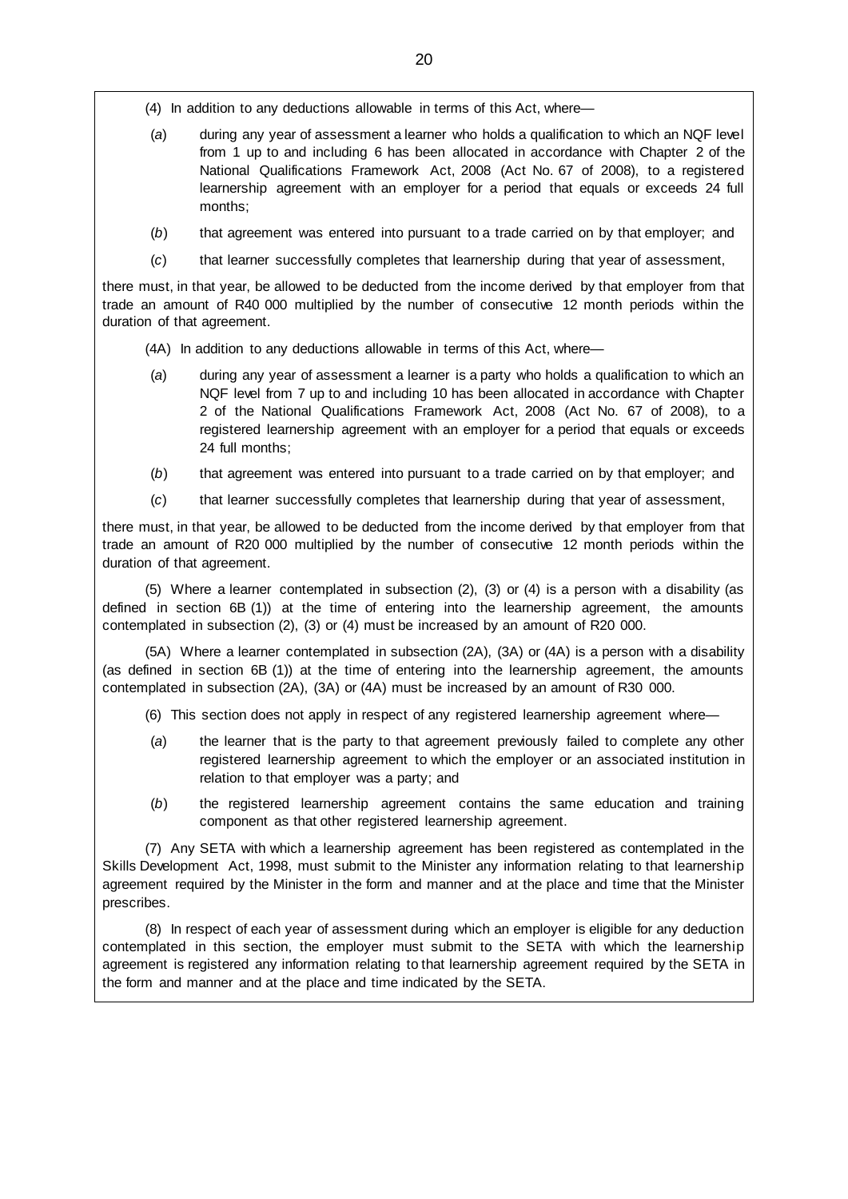(4) In addition to any deductions allowable in terms of this Act, where—

(*a*) during any year of assessment a learner who holds a qualification to which an NQF level from 1 up to and including 6 has been allocated in accordance with Chapter 2 of the National Qualifications Framework Act, 2008 (Act No. 67 of 2008), to a registered learnership agreement with an employer for a period that equals or exceeds 24 full months;

(*b*) that agreement was entered into pursuant to a trade carried on by that employer; and

(*c*) that learner successfully completes that learnership during that year of assessment,

there must, in that year, be allowed to be deducted from the income derived by that employer from that trade an amount of R40 000 multiplied by the number of consecutive 12 month periods within the duration of that agreement.

(4A) In addition to any deductions allowable in terms of this Act, where—

(*a*) during any year of assessment a learner is a party who holds a qualification to which an NQF level from 7 up to and including 10 has been allocated in accordance with Chapter 2 of the National Qualifications Framework Act, 2008 (Act No. 67 of 2008), to a registered learnership agreement with an employer for a period that equals or exceeds 24 full months;

(*b*) that agreement was entered into pursuant to a trade carried on by that employer; and

(*c*) that learner successfully completes that learnership during that year of assessment,

there must, in that year, be allowed to be deducted from the income derived by that employer from that trade an amount of R20 000 multiplied by the number of consecutive 12 month periods within the duration of that agreement.

(5) Where a learner contemplated in subsection (2), (3) or (4) is a person with a disability (as defined in section 6B (1)) at the time of entering into the learnership agreement, the amounts contemplated in subsection (2), (3) or (4) must be increased by an amount of R20 000.

(5A) Where a learner contemplated in subsection (2A), (3A) or (4A) is a person with a disability (as defined in section 6B (1)) at the time of entering into the learnership agreement, the amounts contemplated in subsection (2A), (3A) or (4A) must be increased by an amount of R30 000.

(6) This section does not apply in respect of any registered learnership agreement where—

(*a*) the learner that is the party to that agreement previously failed to complete any other registered learnership agreement to which the employer or an associated institution in relation to that employer was a party; and

(*b*) the registered learnership agreement contains the same education and training component as that other registered learnership agreement.

(7) Any SETA with which a learnership agreement has been registered as contemplated in the Skills Development Act, 1998, must submit to the Minister any information relating to that learnership agreement required by the Minister in the form and manner and at the place and time that the Minister prescribes.

(8) In respect of each year of assessment during which an employer is eligible for any deduction contemplated in this section, the employer must submit to the SETA with which the learnership agreement is registered any information relating to that learnership agreement required by the SETA in the form and manner and at the place and time indicated by the SETA.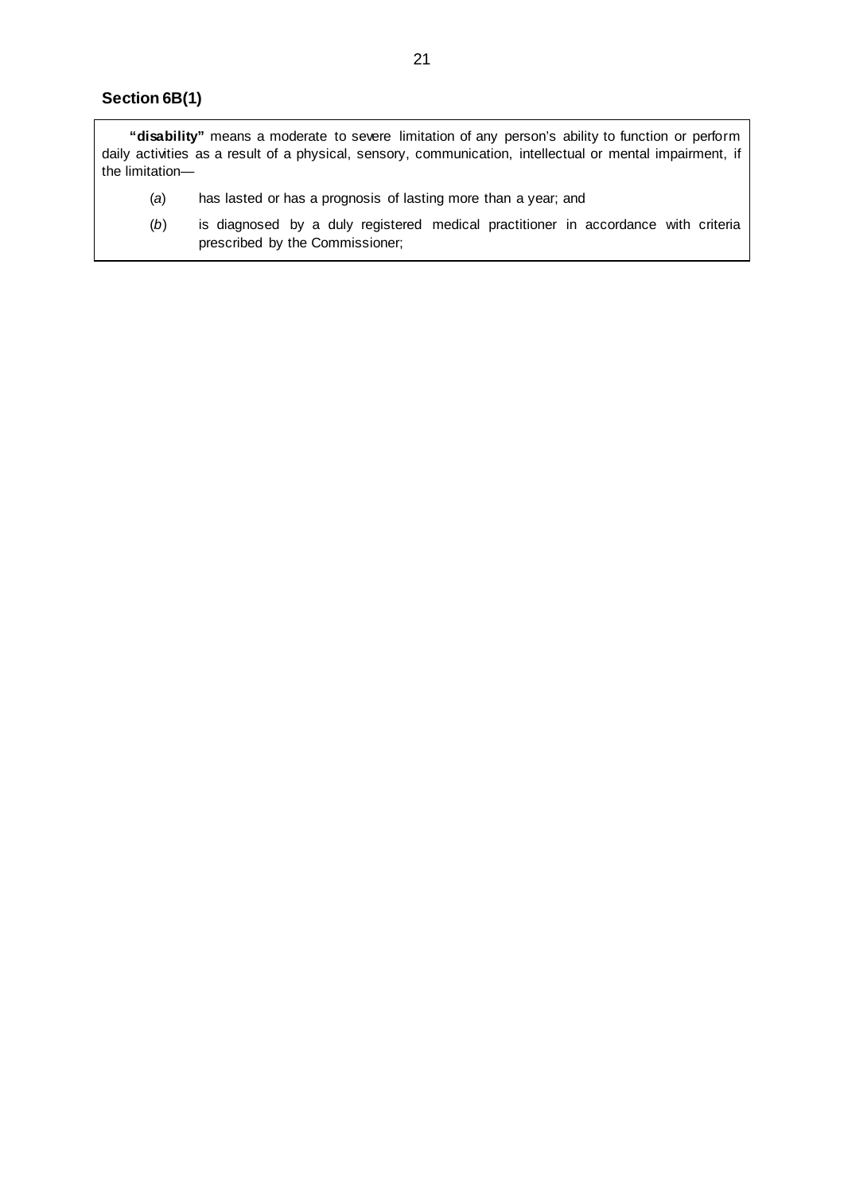## Section 6B(1)

**"disability"** means a moderate to severe limitation of any person's ability to function or perform daily activities as a result of a physical, sensory, communication, intellectual or mental impairment, if the limitation—

(*a*) has lasted or has a prognosis of lasting more than a year; and

(*b*) is diagnosed by a duly registered medical practitioner in accordance with criteria prescribed by the Commissioner;